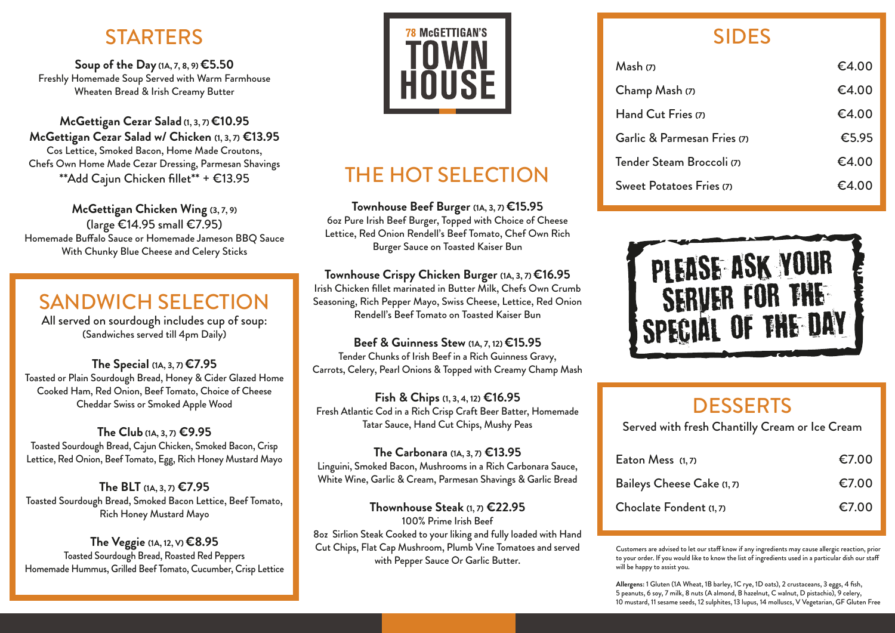# 78 McGETTIGAN'S TOWN HOUSE

## STARTERS

**Soup of the Day** (1A, 7, 8, 9) **€5.50**
Freshly Homemade Soup Served with Warm Farmhouse Wheaten Bread & Irish Creamy Butter

**McGettigan Cezar Salad** (1, 3, 7) **€10.95**
**McGettigan Cezar Salad w/ Chicken** (1, 3, 7) **€13.95**
Cos Lettice, Smoked Bacon, Home Made Croutons, Chefs Own Home Made Cezar Dressing, Parmesan Shavings
**Add Cajun Chicken fillet** + €13.95

**McGettigan Chicken Wing** (3, 7, 9)
(large €14.95 small €7.95)
Homemade Buffalo Sauce or Homemade Jameson BBQ Sauce With Chunky Blue Cheese and Celery Sticks

## SANDWICH SELECTION

All served on sourdough includes cup of soup:
(Sandwiches served till 4pm Daily)

**The Special** (1A, 3, 7) **€7.95**
Toasted or Plain Sourdough Bread, Honey & Cider Glazed Home Cooked Ham, Red Onion, Beef Tomato, Choice of Cheese Cheddar Swiss or Smoked Apple Wood

**The Club** (1A, 3, 7) **€9.95**
Toasted Sourdough Bread, Cajun Chicken, Smoked Bacon, Crisp Lettice, Red Onion, Beef Tomato, Egg, Rich Honey Mustard Mayo

**The BLT** (1A, 3, 7) **€7.95**
Toasted Sourdough Bread, Smoked Bacon Lettice, Beef Tomato, Rich Honey Mustard Mayo

**The Veggie** (1A, 12, V) **€8.95**
Toasted Sourdough Bread, Roasted Red Peppers Homemade Hummus, Grilled Beef Tomato, Cucumber, Crisp Lettice

## THE HOT SELECTION

**Townhouse Beef Burger** (1A, 3, 7) **€15.95**
6oz Pure Irish Beef Burger, Topped with Choice of Cheese Lettice, Red Onion Rendell's Beef Tomato, Chef Own Rich Burger Sauce on Toasted Kaiser Bun

**Townhouse Crispy Chicken Burger** (1A, 3, 7) **€16.95**
Irish Chicken fillet marinated in Butter Milk, Chefs Own Crumb Seasoning, Rich Pepper Mayo, Swiss Cheese, Lettice, Red Onion Rendell's Beef Tomato on Toasted Kaiser Bun

**Beef & Guinness Stew** (1A, 7, 12) **€15.95**
Tender Chunks of Irish Beef in a Rich Guinness Gravy, Carrots, Celery, Pearl Onions & Topped with Creamy Champ Mash

**Fish & Chips** (1, 3, 4, 12) **€16.95**
Fresh Atlantic Cod in a Rich Crisp Craft Beer Batter, Homemade Tatar Sauce, Hand Cut Chips, Mushy Peas

**The Carbonara** (1A, 3, 7) **€13.95**
Linguini, Smoked Bacon, Mushrooms in a Rich Carbonara Sauce, White Wine, Garlic & Cream, Parmesan Shavings & Garlic Bread

**Thownhouse Steak** (1, 7) **€22.95**
100% Prime Irish Beef
8oz Sirlion Steak Cooked to your liking and fully loaded with Hand Cut Chips, Flat Cap Mushroom, Plumb Vine Tomatoes and served with Pepper Sauce Or Garlic Butter.

## SIDES

| | |
|---|---|
| Mash (7) | €4.00 |
| Champ Mash (7) | €4.00 |
| Hand Cut Fries (7) | €4.00 |
| Garlic & Parmesan Fries (7) | €5.95 |
| Tender Steam Broccoli (7) | €4.00 |
| Sweet Potatoes Fries (7) | €4.00 |

PLEASE ASK YOUR SERVER FOR THE SPECIAL OF THE DAY

## DESSERTS

Served with fresh Chantilly Cream or Ice Cream

| | |
|---|---|
| Eaton Mess (1, 7) | €7.00 |
| Baileys Cheese Cake (1, 7) | €7.00 |
| Choclate Fondent (1, 7) | €7.00 |

Customers are advised to let our staff know if any ingredients may cause allergic reaction, prior to your order. If you would like to know the list of ingredients used in a particular dish our staff will be happy to assist you.

**Allergens:** 1 Gluten (1A Wheat, 1B barley, 1C rye, 1D oats), 2 crustaceans, 3 eggs, 4 fish, 5 peanuts, 6 soy, 7 milk, 8 nuts (A almond, B hazelnut, C walnut, D pistachio), 9 celery, 10 mustard, 11 sesame seeds, 12 sulphites, 13 lupus, 14 molluscs, V Vegetarian, GF Gluten Free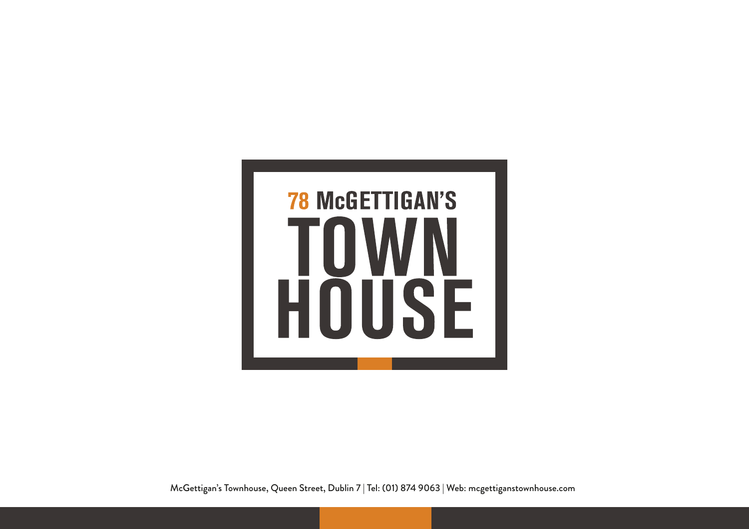78 McGETTIGAN'S

# TOWN HOUSE

McGettigan's Townhouse, Queen Street, Dublin 7 | Tel: (01) 874 9063 | Web: mcgettiganstownhouse.com